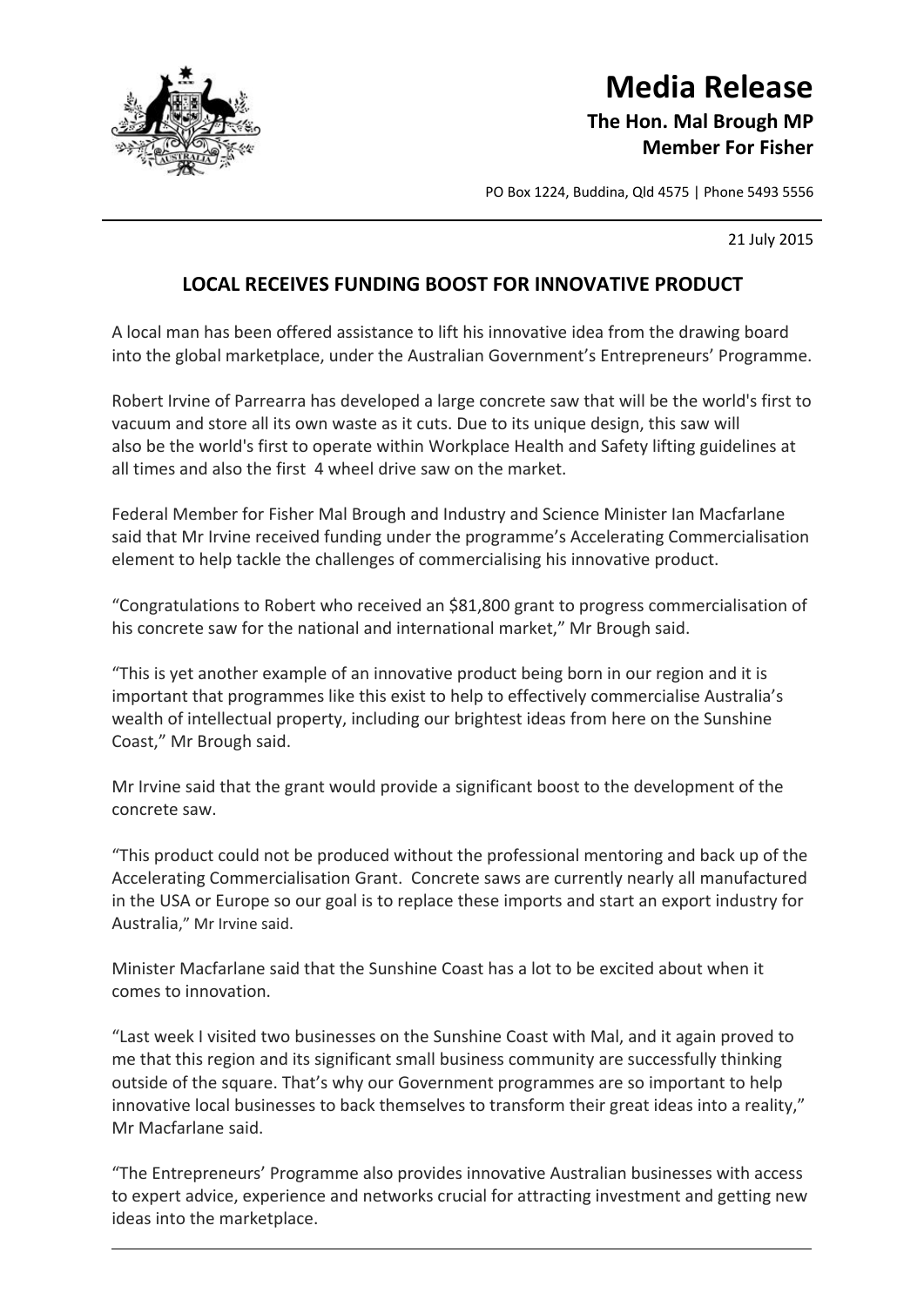# Media Release

**The Hon. Mal Brough MP**
**Member For Fisher**

PO Box 1224, Buddina, Qld 4575 | Phone 5493 5556

---

21 July 2015

## LOCAL RECEIVES FUNDING BOOST FOR INNOVATIVE PRODUCT

A local man has been offered assistance to lift his innovative idea from the drawing board into the global marketplace, under the Australian Government's Entrepreneurs' Programme.

Robert Irvine of Parrearra has developed a large concrete saw that will be the world's first to vacuum and store all its own waste as it cuts. Due to its unique design, this saw will also be the world's first to operate within Workplace Health and Safety lifting guidelines at all times and also the first 4 wheel drive saw on the market.

Federal Member for Fisher Mal Brough and Industry and Science Minister Ian Macfarlane said that Mr Irvine received funding under the programme's Accelerating Commercialisation element to help tackle the challenges of commercialising his innovative product.

"Congratulations to Robert who received an $81,800 grant to progress commercialisation of his concrete saw for the national and international market," Mr Brough said.

"This is yet another example of an innovative product being born in our region and it is important that programmes like this exist to help to effectively commercialise Australia's wealth of intellectual property, including our brightest ideas from here on the Sunshine Coast," Mr Brough said.

Mr Irvine said that the grant would provide a significant boost to the development of the concrete saw.

"This product could not be produced without the professional mentoring and back up of the Accelerating Commercialisation Grant. Concrete saws are currently nearly all manufactured in the USA or Europe so our goal is to replace these imports and start an export industry for Australia," Mr Irvine said.

Minister Macfarlane said that the Sunshine Coast has a lot to be excited about when it comes to innovation.

"Last week I visited two businesses on the Sunshine Coast with Mal, and it again proved to me that this region and its significant small business community are successfully thinking outside of the square. That's why our Government programmes are so important to help innovative local businesses to back themselves to transform their great ideas into a reality," Mr Macfarlane said.

"The Entrepreneurs' Programme also provides innovative Australian businesses with access to expert advice, experience and networks crucial for attracting investment and getting new ideas into the marketplace.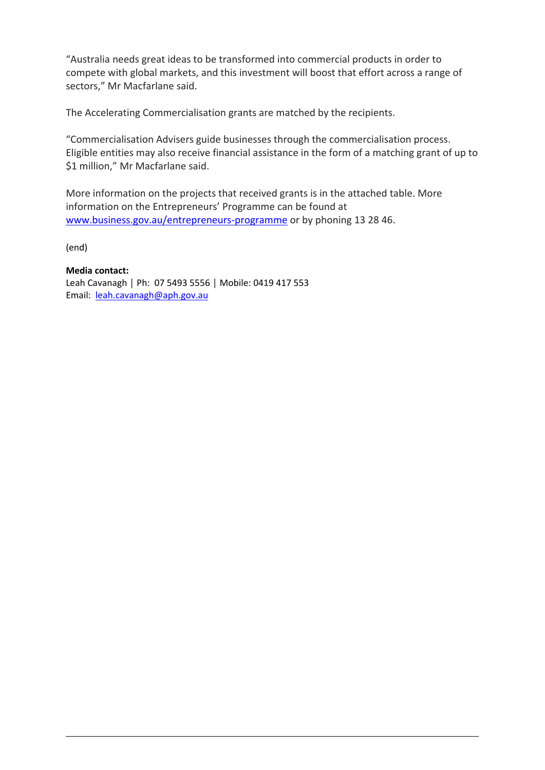"Australia needs great ideas to be transformed into commercial products in order to compete with global markets, and this investment will boost that effort across a range of sectors," Mr Macfarlane said.

The Accelerating Commercialisation grants are matched by the recipients.

"Commercialisation Advisers guide businesses through the commercialisation process. Eligible entities may also receive financial assistance in the form of a matching grant of up to $1 million," Mr Macfarlane said.

More information on the projects that received grants is in the attached table. More information on the Entrepreneurs' Programme can be found at [www.business.gov.au/entrepreneurs-programme](http://www.business.gov.au/entrepreneurs-programme) or by phoning 13 28 46.

(end)

**Media contact:**
Leah Cavanagh | Ph: 07 5493 5556 | Mobile: 0419 417 553
Email: [leah.cavanagh@aph.gov.au](mailto:leah.cavanagh@aph.gov.au)